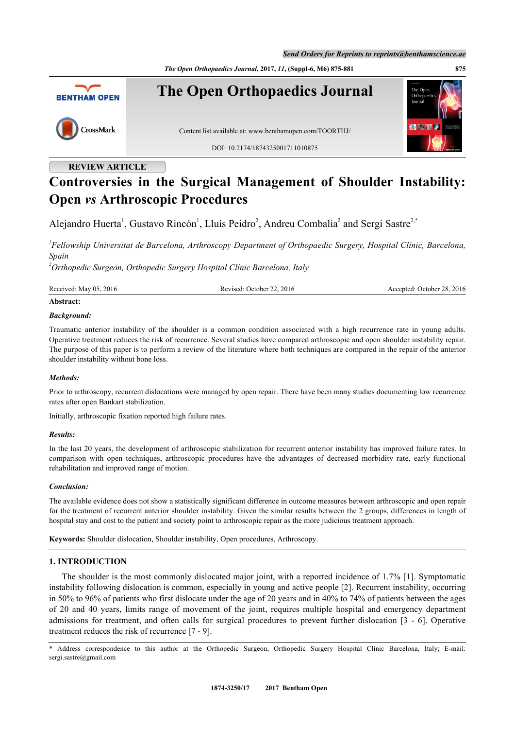REVIEW ARTICLE

# Controversies in the Surgical Management of Shoulder Instability: Open *vs* Arthroscopic Procedures

Alejandro Huerta[1], Gustavo Rincón[1], Lluis Peidro[2], Andreu Combalia[2] and Sergi Sastre[2,*]

[1]*Fellowship Universitat de Barcelona, Arthroscopy Department of Orthopaedic Surgery, Hospital Clínic, Barcelona, Spain*

[2]*Orthopedic Surgeon, Orthopedic Surgery Hospital Clínic Barcelona, Italy*

Received: May 05, 2016 Revised: October 22, 2016 Accepted: October 28, 2016

**Abstract:**

***Background:***

Traumatic anterior instability of the shoulder is a common condition associated with a high recurrence rate in young adults. Operative treatment reduces the risk of recurrence. Several studies have compared arthroscopic and open shoulder instability repair. The purpose of this paper is to perform a review of the literature where both techniques are compared in the repair of the anterior shoulder instability without bone loss.

***Methods:***

Prior to arthroscopy, recurrent dislocations were managed by open repair. There have been many studies documenting low recurrence rates after open Bankart stabilization.

Initially, arthroscopic fixation reported high failure rates.

***Results:***

In the last 20 years, the development of arthroscopic stabilization for recurrent anterior instability has improved failure rates. In comparison with open techniques, arthroscopic procedures have the advantages of decreased morbidity rate, early functional rehabilitation and improved range of motion.

***Conclusion:***

The available evidence does not show a statistically significant difference in outcome measures between arthroscopic and open repair for the treatment of recurrent anterior shoulder instability. Given the similar results between the 2 groups, differences in length of hospital stay and cost to the patient and society point to arthroscopic repair as the more judicious treatment approach.

**Keywords:** Shoulder dislocation, Shoulder instability, Open procedures, Arthroscopy.

## 1. INTRODUCTION

The shoulder is the most commonly dislocated major joint, with a reported incidence of 1.7% [1]. Symptomatic instability following dislocation is common, especially in young and active people [2]. Recurrent instability, occurring in 50% to 96% of patients who first dislocate under the age of 20 years and in 40% to 74% of patients between the ages of 20 and 40 years, limits range of movement of the joint, requires multiple hospital and emergency department admissions for treatment, and often calls for surgical procedures to prevent further dislocation [3 - 6]. Operative treatment reduces the risk of recurrence [7 - 9].

\* Address correspondence to this author at the Orthopedic Surgeon, Orthopedic Surgery Hospital Clínic Barcelona, Italy; E-mail: sergi.sastre@gmail.com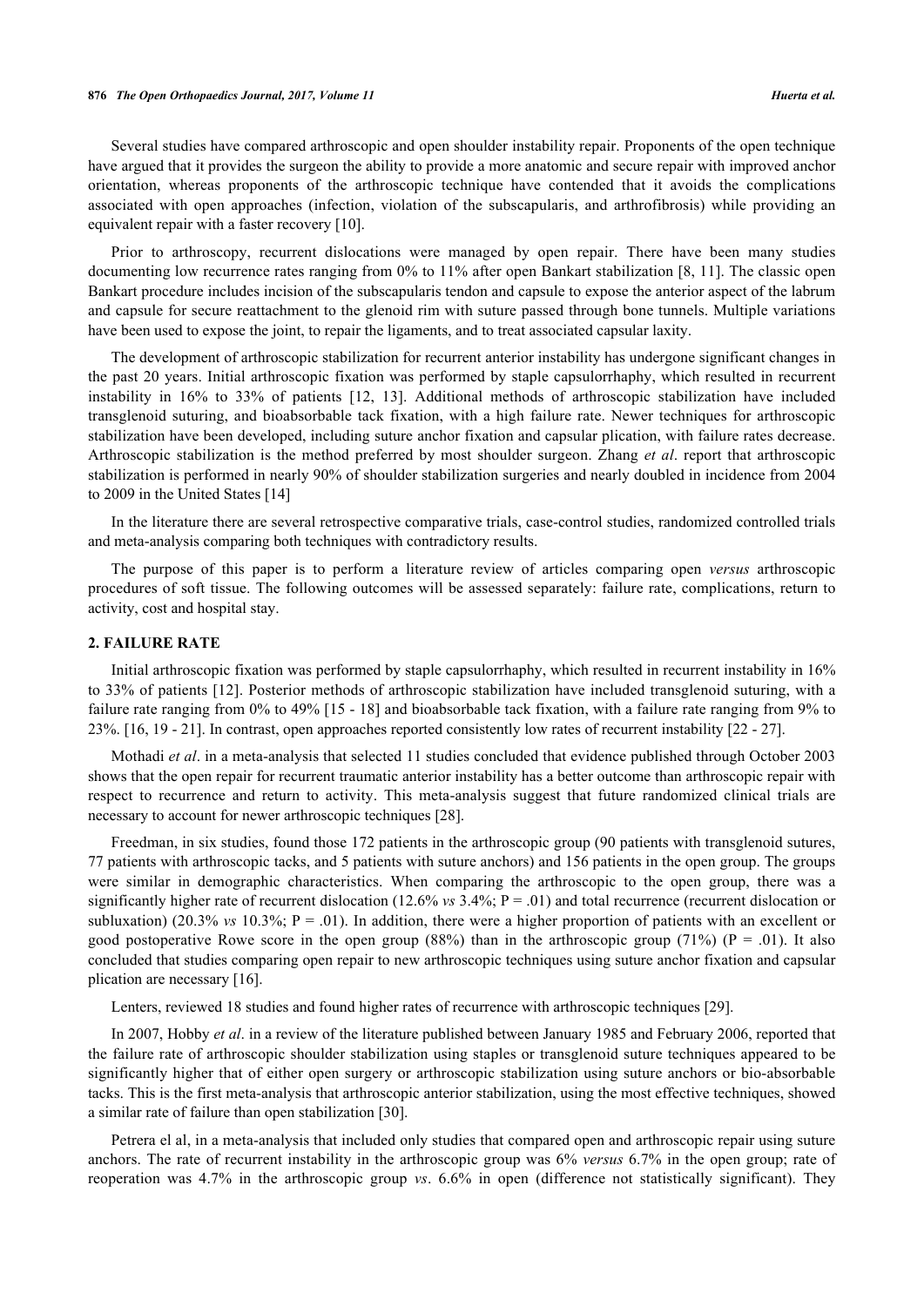Several studies have compared arthroscopic and open shoulder instability repair. Proponents of the open technique have argued that it provides the surgeon the ability to provide a more anatomic and secure repair with improved anchor orientation, whereas proponents of the arthroscopic technique have contended that it avoids the complications associated with open approaches (infection, violation of the subscapularis, and arthrofibrosis) while providing an equivalent repair with a faster recovery [10].

Prior to arthroscopy, recurrent dislocations were managed by open repair. There have been many studies documenting low recurrence rates ranging from 0% to 11% after open Bankart stabilization [8, 11]. The classic open Bankart procedure includes incision of the subscapularis tendon and capsule to expose the anterior aspect of the labrum and capsule for secure reattachment to the glenoid rim with suture passed through bone tunnels. Multiple variations have been used to expose the joint, to repair the ligaments, and to treat associated capsular laxity.

The development of arthroscopic stabilization for recurrent anterior instability has undergone significant changes in the past 20 years. Initial arthroscopic fixation was performed by staple capsulorrhaphy, which resulted in recurrent instability in 16% to 33% of patients [12, 13]. Additional methods of arthroscopic stabilization have included transglenoid suturing, and bioabsorbable tack fixation, with a high failure rate. Newer techniques for arthroscopic stabilization have been developed, including suture anchor fixation and capsular plication, with failure rates decrease. Arthroscopic stabilization is the method preferred by most shoulder surgeon. Zhang *et al*. report that arthroscopic stabilization is performed in nearly 90% of shoulder stabilization surgeries and nearly doubled in incidence from 2004 to 2009 in the United States [14]

In the literature there are several retrospective comparative trials, case-control studies, randomized controlled trials and meta-analysis comparing both techniques with contradictory results.

The purpose of this paper is to perform a literature review of articles comparing open *versus* arthroscopic procedures of soft tissue. The following outcomes will be assessed separately: failure rate, complications, return to activity, cost and hospital stay.

## 2. FAILURE RATE

Initial arthroscopic fixation was performed by staple capsulorrhaphy, which resulted in recurrent instability in 16% to 33% of patients [12]. Posterior methods of arthroscopic stabilization have included transglenoid suturing, with a failure rate ranging from 0% to 49% [15 - 18] and bioabsorbable tack fixation, with a failure rate ranging from 9% to 23%. [16, 19 - 21]. In contrast, open approaches reported consistently low rates of recurrent instability [22 - 27].

Mothadi *et al*. in a meta-analysis that selected 11 studies concluded that evidence published through October 2003 shows that the open repair for recurrent traumatic anterior instability has a better outcome than arthroscopic repair with respect to recurrence and return to activity. This meta-analysis suggest that future randomized clinical trials are necessary to account for newer arthroscopic techniques [28].

Freedman, in six studies, found those 172 patients in the arthroscopic group (90 patients with transglenoid sutures, 77 patients with arthroscopic tacks, and 5 patients with suture anchors) and 156 patients in the open group. The groups were similar in demographic characteristics. When comparing the arthroscopic to the open group, there was a significantly higher rate of recurrent dislocation (12.6% *vs* 3.4%; $P = .01$) and total recurrence (recurrent dislocation or subluxation) (20.3% *vs* 10.3%; $P = .01$). In addition, there were a higher proportion of patients with an excellent or good postoperative Rowe score in the open group (88%) than in the arthroscopic group (71%) ($P = .01$). It also concluded that studies comparing open repair to new arthroscopic techniques using suture anchor fixation and capsular plication are necessary [16].

Lenters, reviewed 18 studies and found higher rates of recurrence with arthroscopic techniques [29].

In 2007, Hobby *et al*. in a review of the literature published between January 1985 and February 2006, reported that the failure rate of arthroscopic shoulder stabilization using staples or transglenoid suture techniques appeared to be significantly higher that of either open surgery or arthroscopic stabilization using suture anchors or bio-absorbable tacks. This is the first meta-analysis that arthroscopic anterior stabilization, using the most effective techniques, showed a similar rate of failure than open stabilization [30].

Petrera el al, in a meta-analysis that included only studies that compared open and arthroscopic repair using suture anchors. The rate of recurrent instability in the arthroscopic group was 6% *versus* 6.7% in the open group; rate of reoperation was 4.7% in the arthroscopic group *vs*. 6.6% in open (difference not statistically significant). They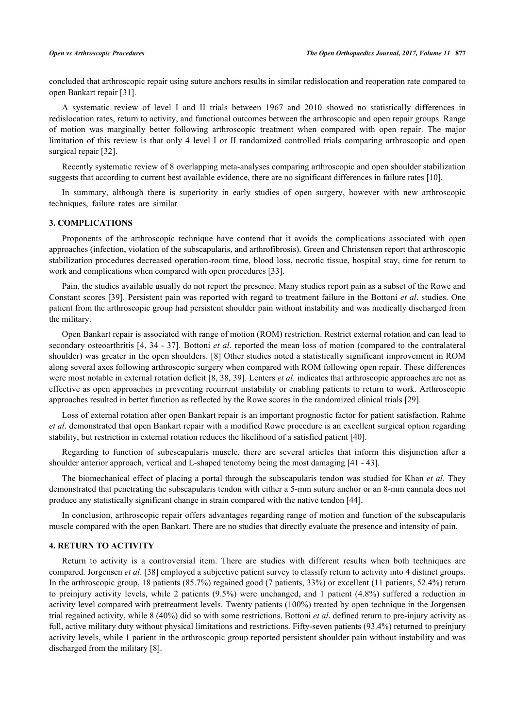concluded that arthroscopic repair using suture anchors results in similar redislocation and reoperation rate compared to open Bankart repair [31].

A systematic review of level I and II trials between 1967 and 2010 showed no statistically differences in redislocation rates, return to activity, and functional outcomes between the arthroscopic and open repair groups. Range of motion was marginally better following arthroscopic treatment when compared with open repair. The major limitation of this review is that only 4 level I or II randomized controlled trials comparing arthroscopic and open surgical repair [32].

Recently systematic review of 8 overlapping meta-analyses comparing arthroscopic and open shoulder stabilization suggests that according to current best available evidence, there are no significant differences in failure rates [10].

In summary, although there is superiority in early studies of open surgery, however with new arthroscopic techniques, failure rates are similar

## 3. COMPLICATIONS

Proponents of the arthroscopic technique have contend that it avoids the complications associated with open approaches (infection, violation of the subscapularis, and arthrofibrosis). Green and Christensen report that arthroscopic stabilization procedures decreased operation-room time, blood loss, necrotic tissue, hospital stay, time for return to work and complications when compared with open procedures [33].

Pain, the studies available usually do not report the presence. Many studies report pain as a subset of the Rowe and Constant scores [39]. Persistent pain was reported with regard to treatment failure in the Bottoni *et al*. studies. One patient from the arthroscopic group had persistent shoulder pain without instability and was medically discharged from the military.

Open Bankart repair is associated with range of motion (ROM) restriction. Restrict external rotation and can lead to secondary osteoarthritis [4, 34 - 37]. Bottoni *et al*. reported the mean loss of motion (compared to the contralateral shoulder) was greater in the open shoulders. [8] Other studies noted a statistically significant improvement in ROM along several axes following arthroscopic surgery when compared with ROM following open repair. These differences were most notable in external rotation deficit [8, 38, 39]. Lenters *et al*. indicates that arthroscopic approaches are not as effective as open approaches in preventing recurrent instability or enabling patients to return to work. Arthroscopic approaches resulted in better function as reflected by the Rowe scores in the randomized clinical trials [29].

Loss of external rotation after open Bankart repair is an important prognostic factor for patient satisfaction. Rahme *et al*. demonstrated that open Bankart repair with a modified Rowe procedure is an excellent surgical option regarding stability, but restriction in external rotation reduces the likelihood of a satisfied patient [40].

Regarding to function of subescapularis muscle, there are several articles that inform this disjunction after a shoulder anterior approach, vertical and L-shaped tenotomy being the most damaging [41 - 43].

The biomechanical effect of placing a portal through the subscapularis tendon was studied for Khan *et al*. They demonstrated that penetrating the subscapularis tendon with either a 5-mm suture anchor or an 8-mm cannula does not produce any statistically significant change in strain compared with the native tendon [44].

In conclusion, arthroscopic repair offers advantages regarding range of motion and function of the subscapularis muscle compared with the open Bankart. There are no studies that directly evaluate the presence and intensity of pain.

## 4. RETURN TO ACTIVITY

Return to activity is a controversial item. There are studies with different results when both techniques are compared. Jorgensen *et al*. [38] employed a subjective patient survey to classify return to activity into 4 distinct groups. In the arthroscopic group, 18 patients (85.7%) regained good (7 patients, 33%) or excellent (11 patients, 52.4%) return to preinjury activity levels, while 2 patients (9.5%) were unchanged, and 1 patient (4.8%) suffered a reduction in activity level compared with pretreatment levels. Twenty patients (100%) treated by open technique in the Jorgensen trial regained activity, while 8 (40%) did so with some restrictions. Bottoni *et al*. defined return to pre-injury activity as full, active military duty without physical limitations and restrictions. Fifty-seven patients (93.4%) returned to preinjury activity levels, while 1 patient in the arthroscopic group reported persistent shoulder pain without instability and was discharged from the military [8].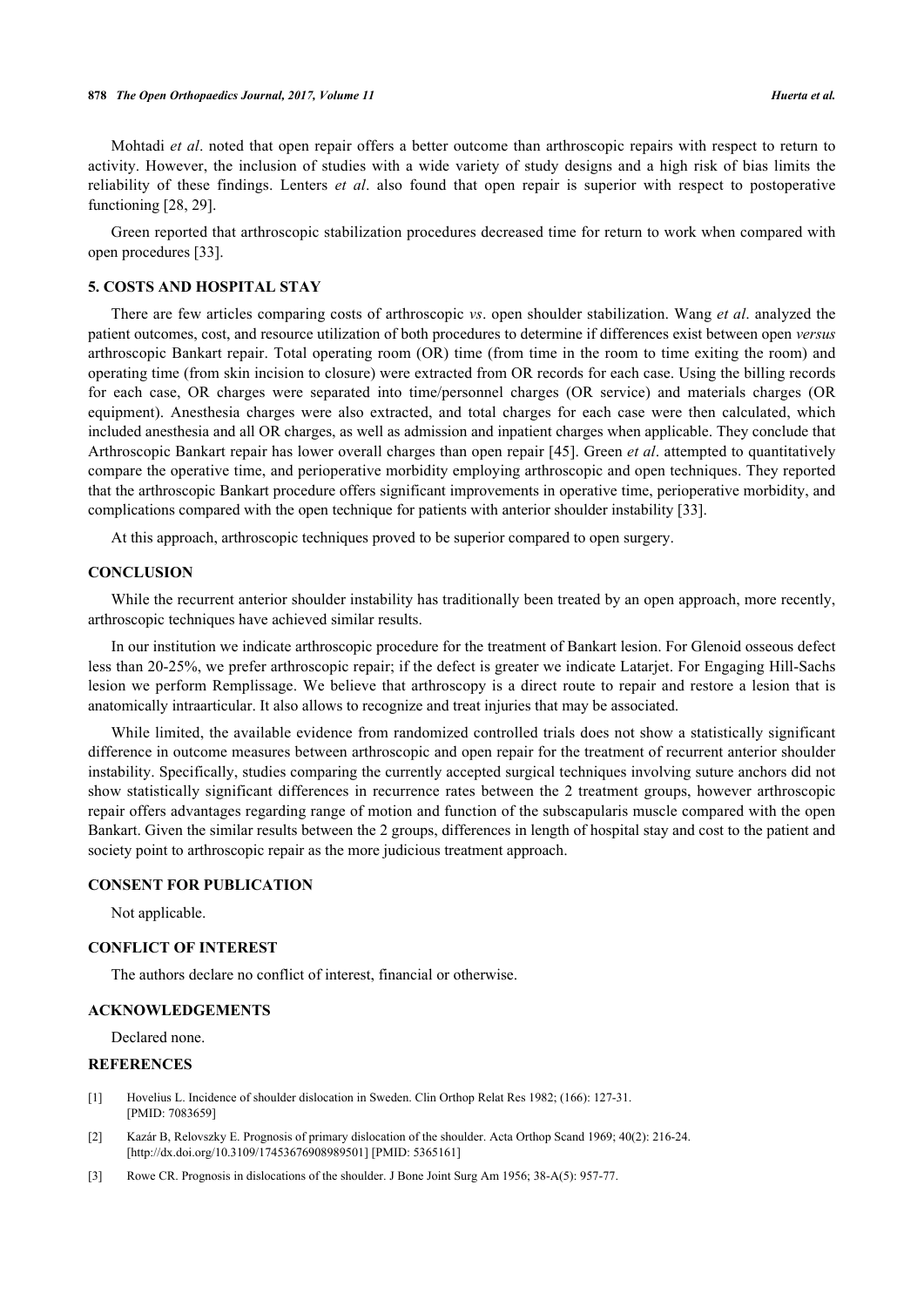Mohtadi *et al*. noted that open repair offers a better outcome than arthroscopic repairs with respect to return to activity. However, the inclusion of studies with a wide variety of study designs and a high risk of bias limits the reliability of these findings. Lenters *et al*. also found that open repair is superior with respect to postoperative functioning [28, 29].

Green reported that arthroscopic stabilization procedures decreased time for return to work when compared with open procedures [33].

## 5. COSTS AND HOSPITAL STAY

There are few articles comparing costs of arthroscopic *vs*. open shoulder stabilization. Wang *et al*. analyzed the patient outcomes, cost, and resource utilization of both procedures to determine if differences exist between open *versus* arthroscopic Bankart repair. Total operating room (OR) time (from time in the room to time exiting the room) and operating time (from skin incision to closure) were extracted from OR records for each case. Using the billing records for each case, OR charges were separated into time/personnel charges (OR service) and materials charges (OR equipment). Anesthesia charges were also extracted, and total charges for each case were then calculated, which included anesthesia and all OR charges, as well as admission and inpatient charges when applicable. They conclude that Arthroscopic Bankart repair has lower overall charges than open repair [45]. Green *et al*. attempted to quantitatively compare the operative time, and perioperative morbidity employing arthroscopic and open techniques. They reported that the arthroscopic Bankart procedure offers significant improvements in operative time, perioperative morbidity, and complications compared with the open technique for patients with anterior shoulder instability [33].

At this approach, arthroscopic techniques proved to be superior compared to open surgery.

## CONCLUSION

While the recurrent anterior shoulder instability has traditionally been treated by an open approach, more recently, arthroscopic techniques have achieved similar results.

In our institution we indicate arthroscopic procedure for the treatment of Bankart lesion. For Glenoid osseous defect less than 20-25%, we prefer arthroscopic repair; if the defect is greater we indicate Latarjet. For Engaging Hill-Sachs lesion we perform Remplissage. We believe that arthroscopy is a direct route to repair and restore a lesion that is anatomically intraarticular. It also allows to recognize and treat injuries that may be associated.

While limited, the available evidence from randomized controlled trials does not show a statistically significant difference in outcome measures between arthroscopic and open repair for the treatment of recurrent anterior shoulder instability. Specifically, studies comparing the currently accepted surgical techniques involving suture anchors did not show statistically significant differences in recurrence rates between the 2 treatment groups, however arthroscopic repair offers advantages regarding range of motion and function of the subscapularis muscle compared with the open Bankart. Given the similar results between the 2 groups, differences in length of hospital stay and cost to the patient and society point to arthroscopic repair as the more judicious treatment approach.

## CONSENT FOR PUBLICATION

Not applicable.

## CONFLICT OF INTEREST

The authors declare no conflict of interest, financial or otherwise.

## ACKNOWLEDGEMENTS

Declared none.

## REFERENCES

[1] Hovelius L. Incidence of shoulder dislocation in Sweden. Clin Orthop Relat Res 1982; (166): 127-31. [PMID: 7083659]

[2] Kazár B, Relovszky E. Prognosis of primary dislocation of the shoulder. Acta Orthop Scand 1969; 40(2): 216-24. [http://dx.doi.org/10.3109/17453676908989501] [PMID: 5365161]

[3] Rowe CR. Prognosis in dislocations of the shoulder. J Bone Joint Surg Am 1956; 38-A(5): 957-77.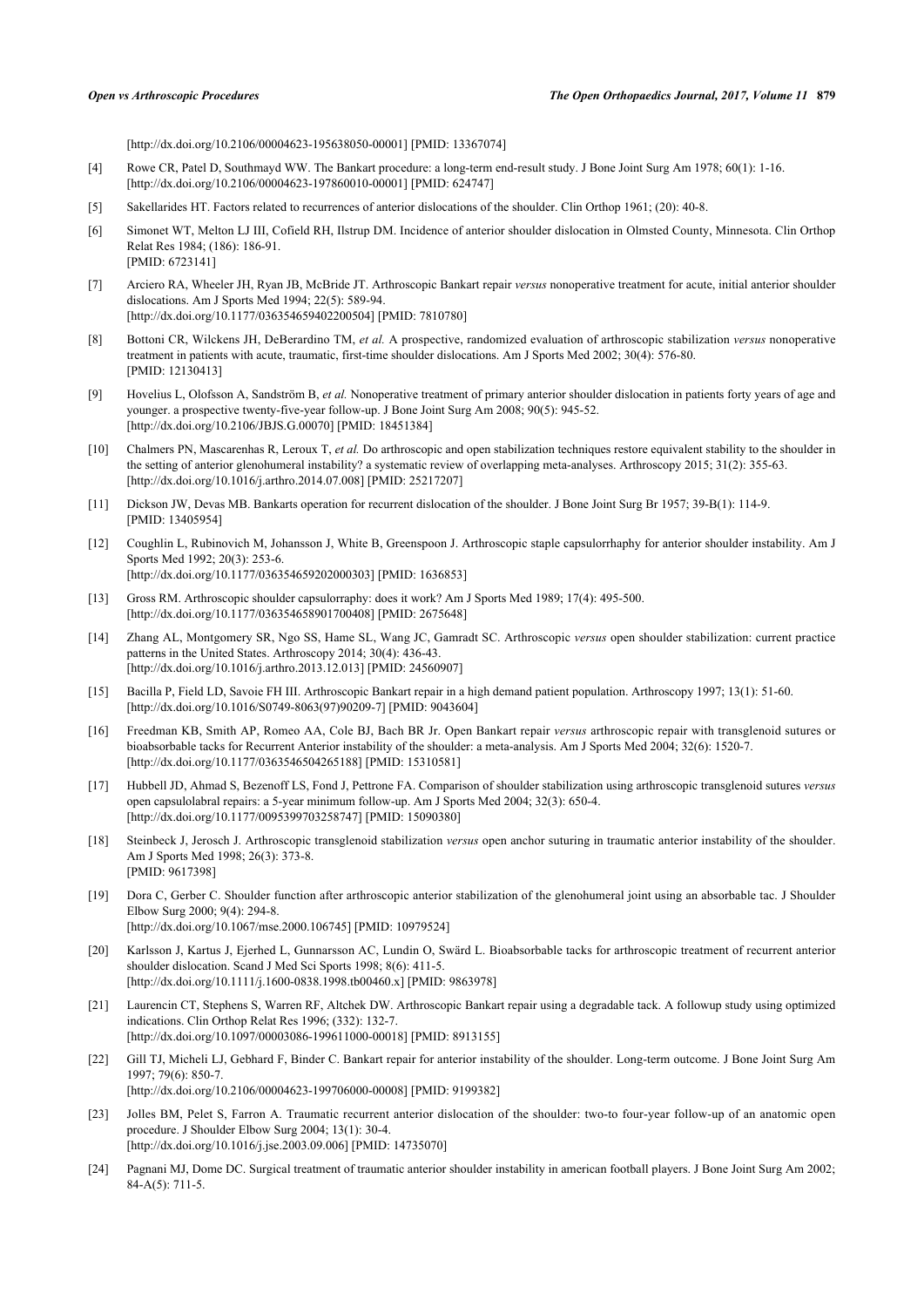[http://dx.doi.org/10.2106/00004623-195638050-00001] [PMID: 13367074]

[4] Rowe CR, Patel D, Southmayd WW. The Bankart procedure: a long-term end-result study. J Bone Joint Surg Am 1978; 60(1): 1-16. [http://dx.doi.org/10.2106/00004623-197860010-00001] [PMID: 624747]

[5] Sakellarides HT. Factors related to recurrences of anterior dislocations of the shoulder. Clin Orthop 1961; (20): 40-8.

[6] Simonet WT, Melton LJ III, Cofield RH, Ilstrup DM. Incidence of anterior shoulder dislocation in Olmsted County, Minnesota. Clin Orthop Relat Res 1984; (186): 186-91. [PMID: 6723141]

[7] Arciero RA, Wheeler JH, Ryan JB, McBride JT. Arthroscopic Bankart repair *versus* nonoperative treatment for acute, initial anterior shoulder dislocations. Am J Sports Med 1994; 22(5): 589-94. [http://dx.doi.org/10.1177/036354659402200504] [PMID: 7810780]

[8] Bottoni CR, Wilckens JH, DeBerardino TM, *et al.* A prospective, randomized evaluation of arthroscopic stabilization *versus* nonoperative treatment in patients with acute, traumatic, first-time shoulder dislocations. Am J Sports Med 2002; 30(4): 576-80. [PMID: 12130413]

[9] Hovelius L, Olofsson A, Sandström B, *et al.* Nonoperative treatment of primary anterior shoulder dislocation in patients forty years of age and younger. a prospective twenty-five-year follow-up. J Bone Joint Surg Am 2008; 90(5): 945-52. [http://dx.doi.org/10.2106/JBJS.G.00070] [PMID: 18451384]

[10] Chalmers PN, Mascarenhas R, Leroux T, *et al.* Do arthroscopic and open stabilization techniques restore equivalent stability to the shoulder in the setting of anterior glenohumeral instability? a systematic review of overlapping meta-analyses. Arthroscopy 2015; 31(2): 355-63. [http://dx.doi.org/10.1016/j.arthro.2014.07.008] [PMID: 25217207]

[11] Dickson JW, Devas MB. Bankarts operation for recurrent dislocation of the shoulder. J Bone Joint Surg Br 1957; 39-B(1): 114-9. [PMID: 13405954]

[12] Coughlin L, Rubinovich M, Johansson J, White B, Greenspoon J. Arthroscopic staple capsulorrhaphy for anterior shoulder instability. Am J Sports Med 1992; 20(3): 253-6. [http://dx.doi.org/10.1177/036354659202000303] [PMID: 1636853]

[13] Gross RM. Arthroscopic shoulder capsulorraphy: does it work? Am J Sports Med 1989; 17(4): 495-500. [http://dx.doi.org/10.1177/036354658901700408] [PMID: 2675648]

[14] Zhang AL, Montgomery SR, Ngo SS, Hame SL, Wang JC, Gamradt SC. Arthroscopic *versus* open shoulder stabilization: current practice patterns in the United States. Arthroscopy 2014; 30(4): 436-43. [http://dx.doi.org/10.1016/j.arthro.2013.12.013] [PMID: 24560907]

[15] Bacilla P, Field LD, Savoie FH III. Arthroscopic Bankart repair in a high demand patient population. Arthroscopy 1997; 13(1): 51-60. [http://dx.doi.org/10.1016/S0749-8063(97)90209-7] [PMID: 9043604]

[16] Freedman KB, Smith AP, Romeo AA, Cole BJ, Bach BR Jr. Open Bankart repair *versus* arthroscopic repair with transglenoid sutures or bioabsorbable tacks for Recurrent Anterior instability of the shoulder: a meta-analysis. Am J Sports Med 2004; 32(6): 1520-7. [http://dx.doi.org/10.1177/0363546504265188] [PMID: 15310581]

[17] Hubbell JD, Ahmad S, Bezenoff LS, Fond J, Pettrone FA. Comparison of shoulder stabilization using arthroscopic transglenoid sutures *versus* open capsulolabral repairs: a 5-year minimum follow-up. Am J Sports Med 2004; 32(3): 650-4. [http://dx.doi.org/10.1177/0095399703258747] [PMID: 15090380]

[18] Steinbeck J, Jerosch J. Arthroscopic transglenoid stabilization *versus* open anchor suturing in traumatic anterior instability of the shoulder. Am J Sports Med 1998; 26(3): 373-8. [PMID: 9617398]

[19] Dora C, Gerber C. Shoulder function after arthroscopic anterior stabilization of the glenohumeral joint using an absorbable tac. J Shoulder Elbow Surg 2000; 9(4): 294-8. [http://dx.doi.org/10.1067/mse.2000.106745] [PMID: 10979524]

[20] Karlsson J, Kartus J, Ejerhed L, Gunnarsson AC, Lundin O, Swärd L. Bioabsorbable tacks for arthroscopic treatment of recurrent anterior shoulder dislocation. Scand J Med Sci Sports 1998; 8(6): 411-5. [http://dx.doi.org/10.1111/j.1600-0838.1998.tb00460.x] [PMID: 9863978]

[21] Laurencin CT, Stephens S, Warren RF, Altchek DW. Arthroscopic Bankart repair using a degradable tack. A followup study using optimized indications. Clin Orthop Relat Res 1996; (332): 132-7. [http://dx.doi.org/10.1097/00003086-199611000-00018] [PMID: 8913155]

[22] Gill TJ, Micheli LJ, Gebhard F, Binder C. Bankart repair for anterior instability of the shoulder. Long-term outcome. J Bone Joint Surg Am 1997; 79(6): 850-7. [http://dx.doi.org/10.2106/00004623-199706000-00008] [PMID: 9199382]

[23] Jolles BM, Pelet S, Farron A. Traumatic recurrent anterior dislocation of the shoulder: two-to four-year follow-up of an anatomic open procedure. J Shoulder Elbow Surg 2004; 13(1): 30-4. [http://dx.doi.org/10.1016/j.jse.2003.09.006] [PMID: 14735070]

[24] Pagnani MJ, Dome DC. Surgical treatment of traumatic anterior shoulder instability in american football players. J Bone Joint Surg Am 2002; 84-A(5): 711-5.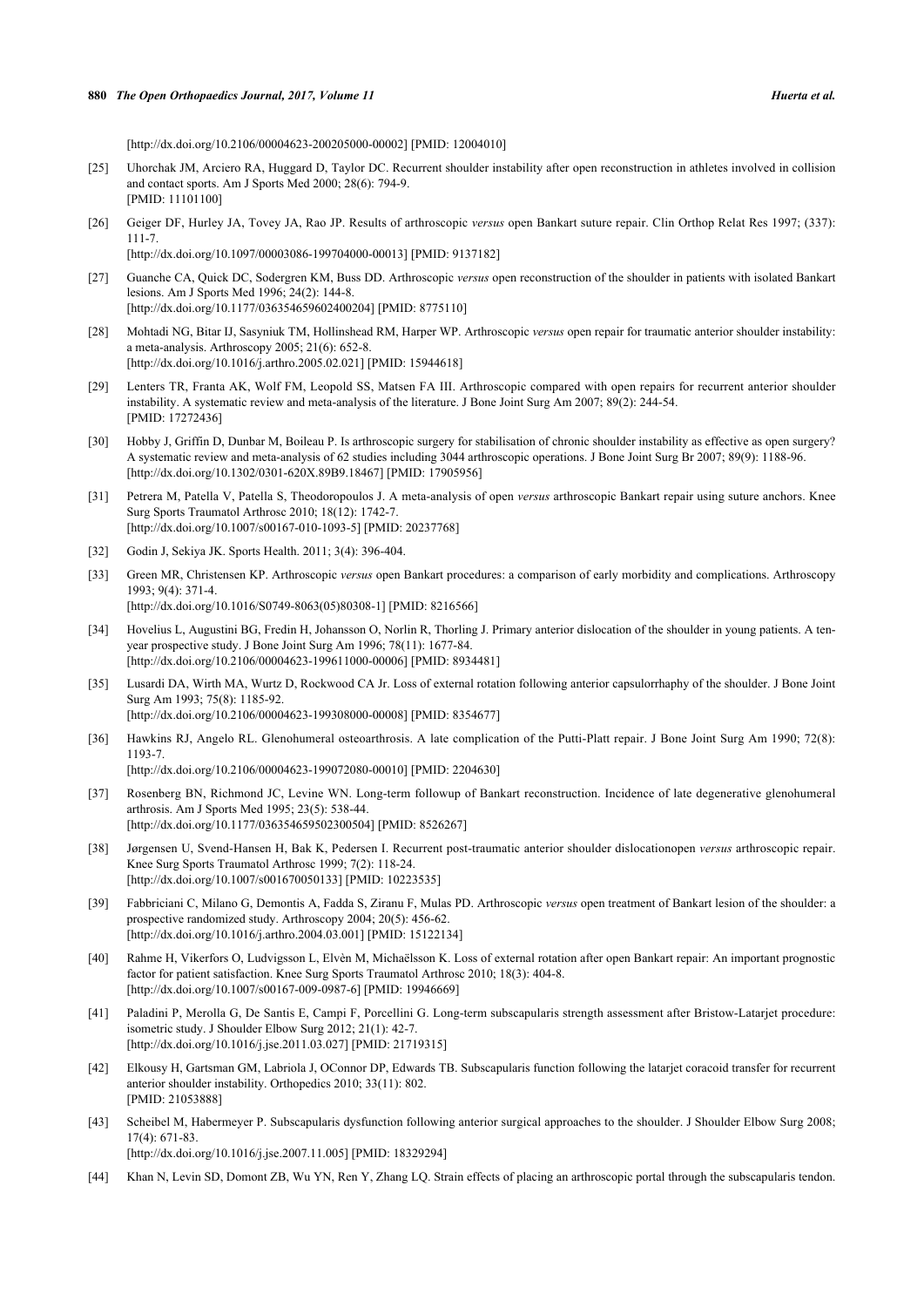[http://dx.doi.org/10.2106/00004623-200205000-00002] [PMID: 12004010]

[25] Uhorchak JM, Arciero RA, Huggard D, Taylor DC. Recurrent shoulder instability after open reconstruction in athletes involved in collision and contact sports. Am J Sports Med 2000; 28(6): 794-9.
[PMID: 11101100]

[26] Geiger DF, Hurley JA, Tovey JA, Rao JP. Results of arthroscopic *versus* open Bankart suture repair. Clin Orthop Relat Res 1997; (337): 111-7.
[http://dx.doi.org/10.1097/00003086-199704000-00013] [PMID: 9137182]

[27] Guanche CA, Quick DC, Sodergren KM, Buss DD. Arthroscopic *versus* open reconstruction of the shoulder in patients with isolated Bankart lesions. Am J Sports Med 1996; 24(2): 144-8.
[http://dx.doi.org/10.1177/036354659602400204] [PMID: 8775110]

[28] Mohtadi NG, Bitar IJ, Sasyniuk TM, Hollinshead RM, Harper WP. Arthroscopic *versus* open repair for traumatic anterior shoulder instability: a meta-analysis. Arthroscopy 2005; 21(6): 652-8.
[http://dx.doi.org/10.1016/j.arthro.2005.02.021] [PMID: 15944618]

[29] Lenters TR, Franta AK, Wolf FM, Leopold SS, Matsen FA III. Arthroscopic compared with open repairs for recurrent anterior shoulder instability. A systematic review and meta-analysis of the literature. J Bone Joint Surg Am 2007; 89(2): 244-54.
[PMID: 17272436]

[30] Hobby J, Griffin D, Dunbar M, Boileau P. Is arthroscopic surgery for stabilisation of chronic shoulder instability as effective as open surgery? A systematic review and meta-analysis of 62 studies including 3044 arthroscopic operations. J Bone Joint Surg Br 2007; 89(9): 1188-96.
[http://dx.doi.org/10.1302/0301-620X.89B9.18467] [PMID: 17905956]

[31] Petrera M, Patella V, Patella S, Theodoropoulos J. A meta-analysis of open *versus* arthroscopic Bankart repair using suture anchors. Knee Surg Sports Traumatol Arthrosc 2010; 18(12): 1742-7.
[http://dx.doi.org/10.1007/s00167-010-1093-5] [PMID: 20237768]

[32] Godin J, Sekiya JK. Sports Health. 2011; 3(4): 396-404.

[33] Green MR, Christensen KP. Arthroscopic *versus* open Bankart procedures: a comparison of early morbidity and complications. Arthroscopy 1993; 9(4): 371-4.
[http://dx.doi.org/10.1016/S0749-8063(05)80308-1] [PMID: 8216566]

[34] Hovelius L, Augustini BG, Fredin H, Johansson O, Norlin R, Thorling J. Primary anterior dislocation of the shoulder in young patients. A ten-year prospective study. J Bone Joint Surg Am 1996; 78(11): 1677-84.
[http://dx.doi.org/10.2106/00004623-199611000-00006] [PMID: 8934481]

[35] Lusardi DA, Wirth MA, Wurtz D, Rockwood CA Jr. Loss of external rotation following anterior capsulorrhaphy of the shoulder. J Bone Joint Surg Am 1993; 75(8): 1185-92.
[http://dx.doi.org/10.2106/00004623-199308000-00008] [PMID: 8354677]

[36] Hawkins RJ, Angelo RL. Glenohumeral osteoarthrosis. A late complication of the Putti-Platt repair. J Bone Joint Surg Am 1990; 72(8): 1193-7.
[http://dx.doi.org/10.2106/00004623-199072080-00010] [PMID: 2204630]

[37] Rosenberg BN, Richmond JC, Levine WN. Long-term followup of Bankart reconstruction. Incidence of late degenerative glenohumeral arthrosis. Am J Sports Med 1995; 23(5): 538-44.
[http://dx.doi.org/10.1177/036354659502300504] [PMID: 8526267]

[38] Jørgensen U, Svend-Hansen H, Bak K, Pedersen I. Recurrent post-traumatic anterior shoulder dislocationopen *versus* arthroscopic repair. Knee Surg Sports Traumatol Arthrosc 1999; 7(2): 118-24.
[http://dx.doi.org/10.1007/s001670050133] [PMID: 10223535]

[39] Fabbriciani C, Milano G, Demontis A, Fadda S, Ziranu F, Mulas PD. Arthroscopic *versus* open treatment of Bankart lesion of the shoulder: a prospective randomized study. Arthroscopy 2004; 20(5): 456-62.
[http://dx.doi.org/10.1016/j.arthro.2004.03.001] [PMID: 15122134]

[40] Rahme H, Vikerfors O, Ludvigsson L, Elvèn M, Michaëlsson K. Loss of external rotation after open Bankart repair: An important prognostic factor for patient satisfaction. Knee Surg Sports Traumatol Arthrosc 2010; 18(3): 404-8.
[http://dx.doi.org/10.1007/s00167-009-0987-6] [PMID: 19946669]

[41] Paladini P, Merolla G, De Santis E, Campi F, Porcellini G. Long-term subscapularis strength assessment after Bristow-Latarjet procedure: isometric study. J Shoulder Elbow Surg 2012; 21(1): 42-7.
[http://dx.doi.org/10.1016/j.jse.2011.03.027] [PMID: 21719315]

[42] Elkousy H, Gartsman GM, Labriola J, OConnor DP, Edwards TB. Subscapularis function following the latarjet coracoid transfer for recurrent anterior shoulder instability. Orthopedics 2010; 33(11): 802.
[PMID: 21053888]

[43] Scheibel M, Habermeyer P. Subscapularis dysfunction following anterior surgical approaches to the shoulder. J Shoulder Elbow Surg 2008; 17(4): 671-83.
[http://dx.doi.org/10.1016/j.jse.2007.11.005] [PMID: 18329294]

[44] Khan N, Levin SD, Domont ZB, Wu YN, Ren Y, Zhang LQ. Strain effects of placing an arthroscopic portal through the subscapularis tendon.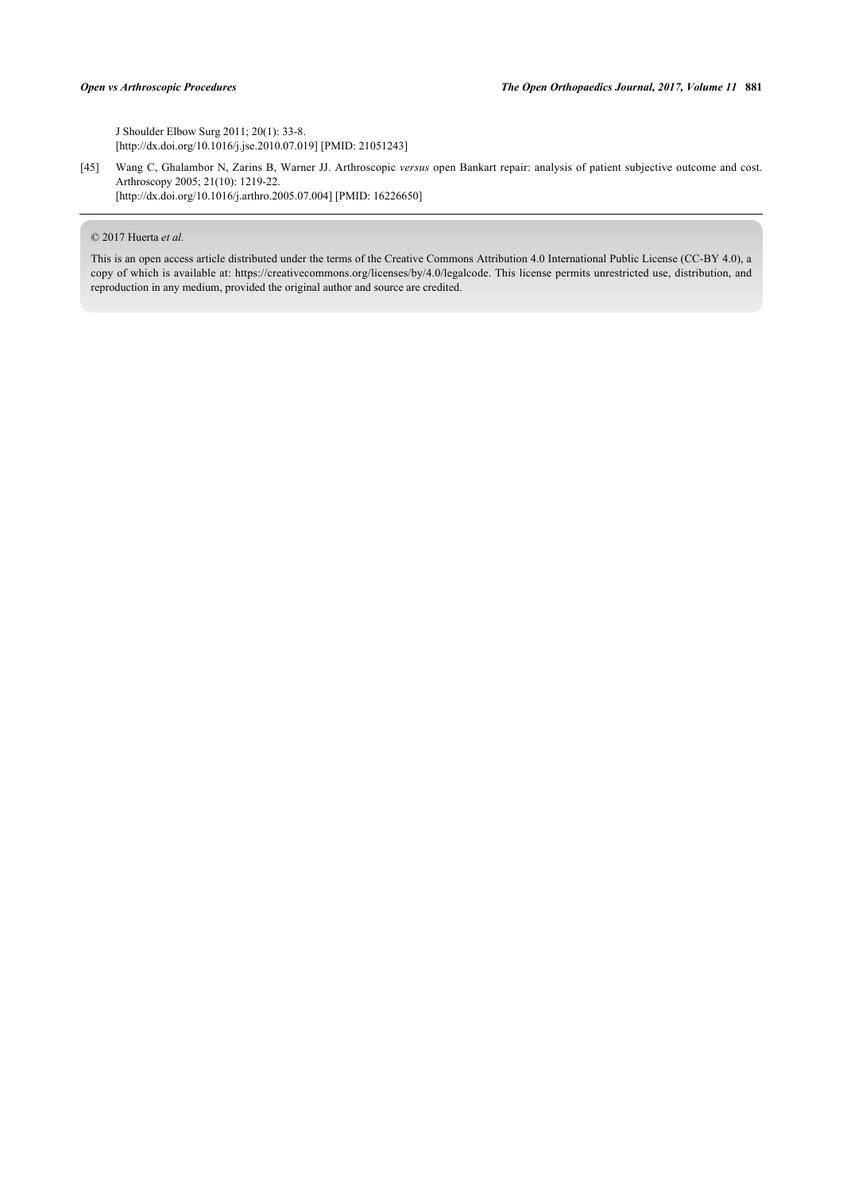J Shoulder Elbow Surg 2011; 20(1): 33-8.
[http://dx.doi.org/10.1016/j.jse.2010.07.019] [PMID: 21051243]

[45] Wang C, Ghalambor N, Zarins B, Warner JJ. Arthroscopic *versus* open Bankart repair: analysis of patient subjective outcome and cost. Arthroscopy 2005; 21(10): 1219-22.
[http://dx.doi.org/10.1016/j.arthro.2005.07.004] [PMID: 16226650]

---

© 2017 Huerta *et al.*

This is an open access article distributed under the terms of the Creative Commons Attribution 4.0 International Public License (CC-BY 4.0), a copy of which is available at: https://creativecommons.org/licenses/by/4.0/legalcode. This license permits unrestricted use, distribution, and reproduction in any medium, provided the original author and source are credited.